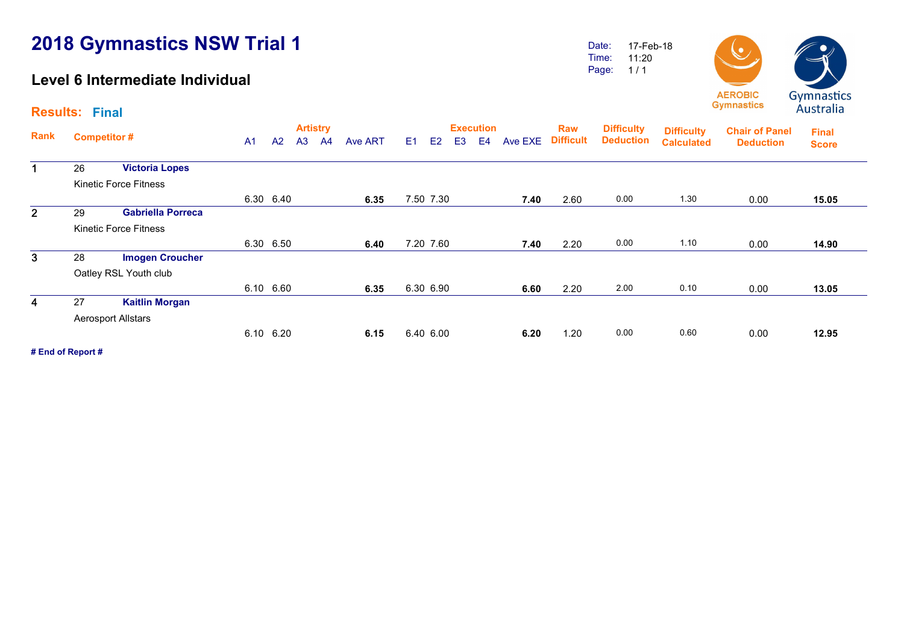# 2018 Gymnastics NSW Trial 1

## Level 6 Intermediate Individual

Date: 17-Feb-18
Time: 11:20

AEROBIC Gymnastics

Gymnastics Australia

**Results: Final**

| Rank | Competitor # | | A1 | A2 | A3 | A4 | Ave ART | E1 | E2 | E3 | E4 | Ave EXE | Raw Difficult | Difficulty Deduction | Difficulty Calculated | Chair of Panel Deduction | Final Score |
|---|---|---|---|---|---|---|---|---|---|---|---|---|---|---|---|---|---|
| 1 | 26 | **Victoria Lopes** Kinetic Force Fitness | 6.30 | 6.40 | | | **6.35** | 7.50 | 7.30 | | | **7.40** | 2.60 | 0.00 | 1.30 | 0.00 | **15.05** |
| 2 | 29 | **Gabriella Porreca** Kinetic Force Fitness | 6.30 | 6.50 | | | **6.40** | 7.20 | 7.60 | | | **7.40** | 2.20 | 0.00 | 1.10 | 0.00 | **14.90** |
| 3 | 28 | **Imogen Croucher** Oatley RSL Youth club | 6.10 | 6.60 | | | **6.35** | 6.30 | 6.90 | | | **6.60** | 2.20 | 2.00 | 0.10 | 0.00 | **13.05** |
| 4 | 27 | **Kaitlin Morgan** Aerosport Allstars | 6.10 | 6.20 | | | **6.15** | 6.40 | 6.00 | | | **6.20** | 1.20 | 0.00 | 0.60 | 0.00 | **12.95** |

**# End of Report #**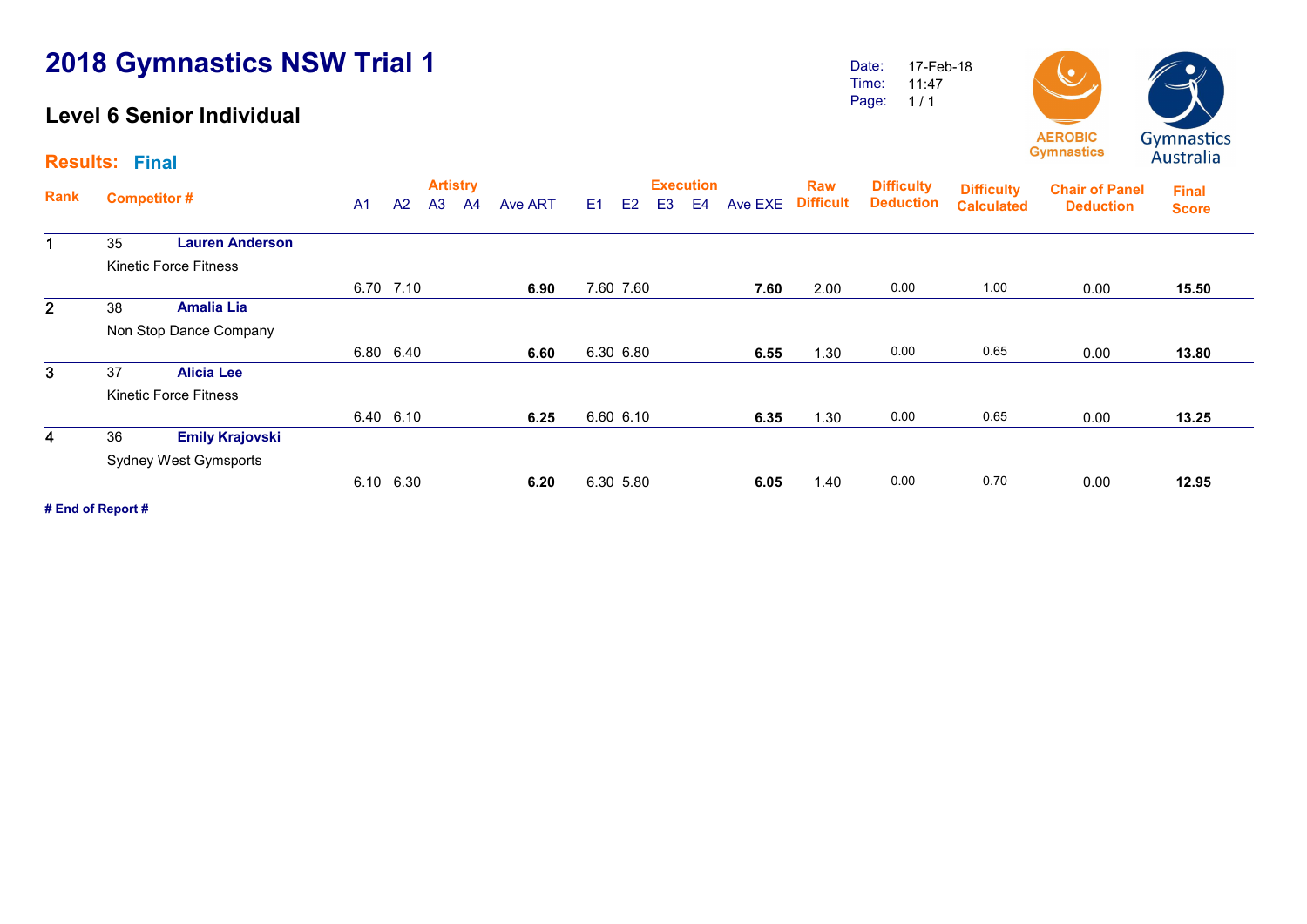# 2018 Gymnastics NSW Trial 1

## Level 6 Senior Individual

Date: 17-Feb-18
Time: 11:47
Page: 1 / 1

AEROBIC Gymnastics

Gymnastics Australia

**Results: Final**

| Rank | Competitor # | | Artistry A1 | A2 | A3 | A4 | Ave ART | Execution E1 | E2 | E3 | E4 | Ave EXE | Raw Difficult | Difficulty Deduction | Difficulty Calculated | Chair of Panel Deduction | Final Score |
|---|---|---|---|---|---|---|---|---|---|---|---|---|---|---|---|---|---|
| 1 | 35 | **Lauren Anderson** Kinetic Force Fitness | 6.70 | 7.10 | | | **6.90** | 7.60 | 7.60 | | | **7.60** | 2.00 | 0.00 | 1.00 | 0.00 | **15.50** |
| 2 | 38 | **Amalia Lia** Non Stop Dance Company | 6.80 | 6.40 | | | **6.60** | 6.30 | 6.80 | | | **6.55** | 1.30 | 0.00 | 0.65 | 0.00 | **13.80** |
| 3 | 37 | **Alicia Lee** Kinetic Force Fitness | 6.40 | 6.10 | | | **6.25** | 6.60 | 6.10 | | | **6.35** | 1.30 | 0.00 | 0.65 | 0.00 | **13.25** |
| 4 | 36 | **Emily Krajovski** Sydney West Gymsports | 6.10 | 6.30 | | | **6.20** | 6.30 | 5.80 | | | **6.05** | 1.40 | 0.00 | 0.70 | 0.00 | **12.95** |

**# End of Report #**